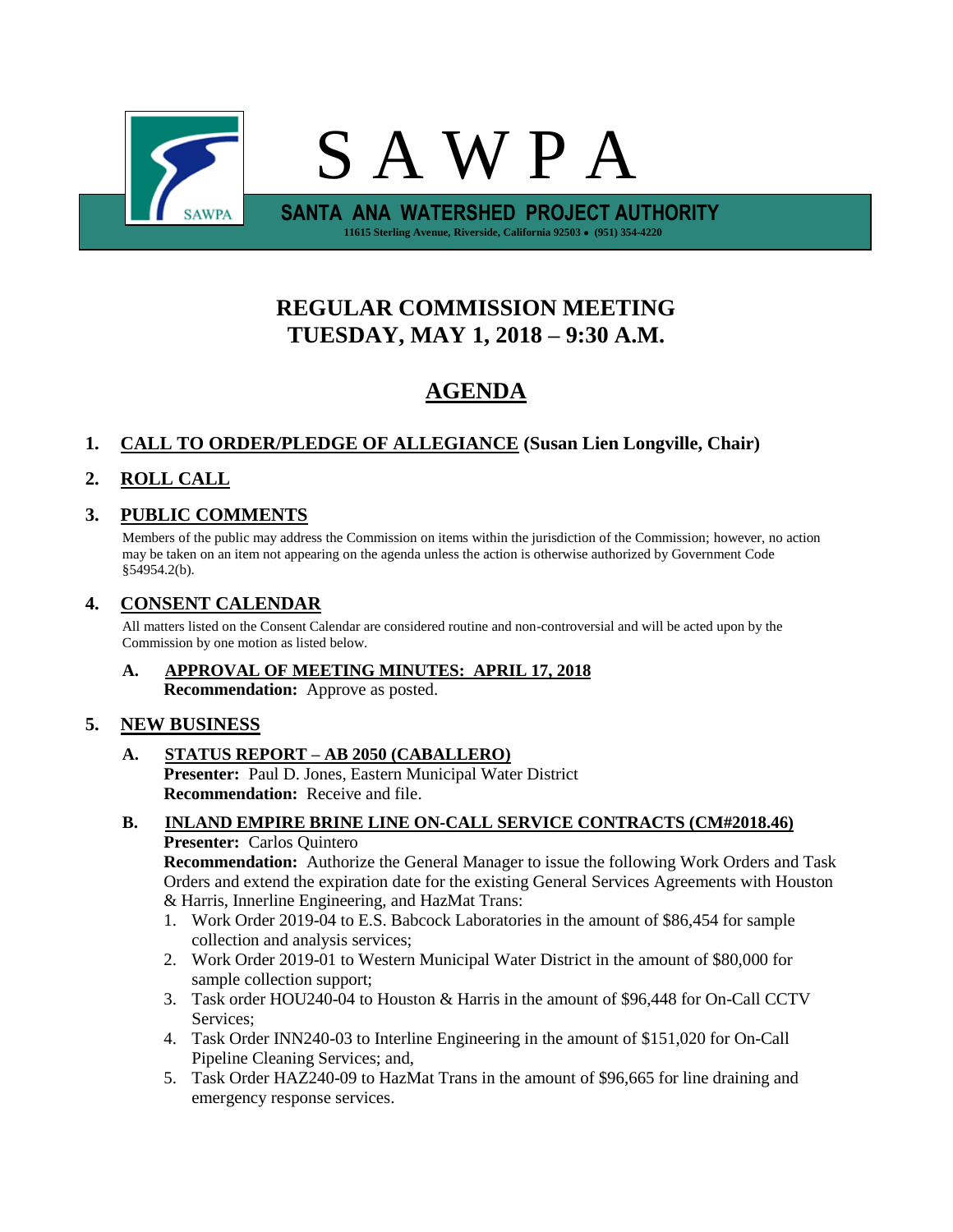# S A W P A

**SANTA ANA WATERSHED PROJECT AUTHORITY**

11615 Sterling Avenue, Riverside, California 92503 • (951) 354-4220

## REGULAR COMMISSION MEETING
## TUESDAY, MAY 1, 2018 – 9:30 A.M.

## AGENDA

1. **CALL TO ORDER/PLEDGE OF ALLEGIANCE (Susan Lien Longville, Chair)**

2. **ROLL CALL**

3. **PUBLIC COMMENTS**

   Members of the public may address the Commission on items within the jurisdiction of the Commission; however, no action may be taken on an item not appearing on the agenda unless the action is otherwise authorized by Government Code §54954.2(b).

4. **CONSENT CALENDAR**

   All matters listed on the Consent Calendar are considered routine and non-controversial and will be acted upon by the Commission by one motion as listed below.

   **A. APPROVAL OF MEETING MINUTES: APRIL 17, 2018**
   **Recommendation:** Approve as posted.

5. **NEW BUSINESS**

   **A. STATUS REPORT – AB 2050 (CABALLERO)**
   **Presenter:** Paul D. Jones, Eastern Municipal Water District
   **Recommendation:** Receive and file.

   **B. INLAND EMPIRE BRINE LINE ON-CALL SERVICE CONTRACTS (CM#2018.46)**
   **Presenter:** Carlos Quintero
   **Recommendation:** Authorize the General Manager to issue the following Work Orders and Task Orders and extend the expiration date for the existing General Services Agreements with Houston & Harris, Innerline Engineering, and HazMat Trans:

   1. Work Order 2019-04 to E.S. Babcock Laboratories in the amount of $86,454 for sample collection and analysis services;
   2. Work Order 2019-01 to Western Municipal Water District in the amount of $80,000 for sample collection support;
   3. Task order HOU240-04 to Houston & Harris in the amount of $96,448 for On-Call CCTV Services;
   4. Task Order INN240-03 to Interline Engineering in the amount of $151,020 for On-Call Pipeline Cleaning Services; and,
   5. Task Order HAZ240-09 to HazMat Trans in the amount of $96,665 for line draining and emergency response services.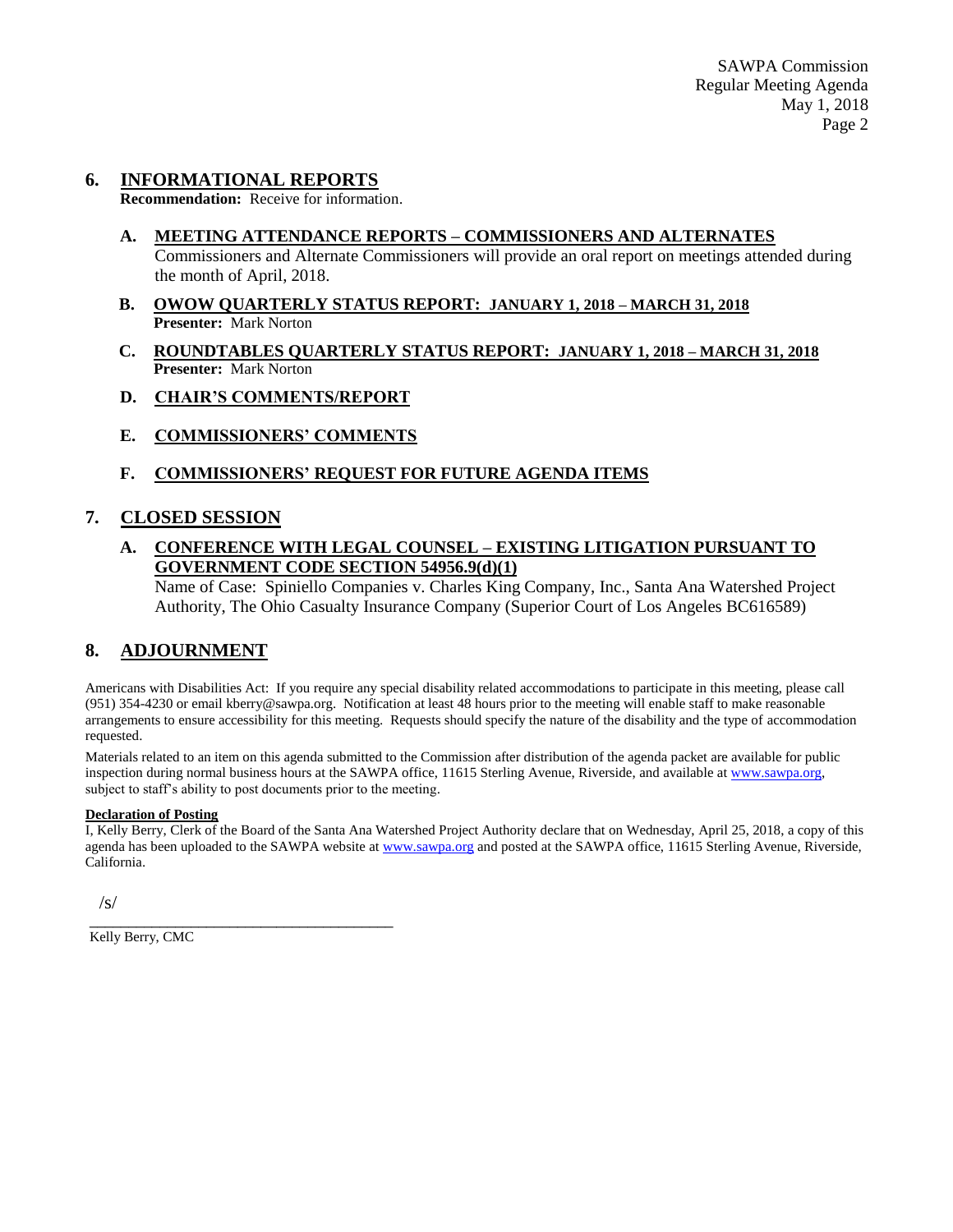## 6. INFORMATIONAL REPORTS

**Recommendation:** Receive for information.

### A. MEETING ATTENDANCE REPORTS – COMMISSIONERS AND ALTERNATES

Commissioners and Alternate Commissioners will provide an oral report on meetings attended during the month of April, 2018.

### B. OWOW QUARTERLY STATUS REPORT: JANUARY 1, 2018 – MARCH 31, 2018

**Presenter:** Mark Norton

### C. ROUNDTABLES QUARTERLY STATUS REPORT: JANUARY 1, 2018 – MARCH 31, 2018

**Presenter:** Mark Norton

### D. CHAIR'S COMMENTS/REPORT

### E. COMMISSIONERS' COMMENTS

### F. COMMISSIONERS' REQUEST FOR FUTURE AGENDA ITEMS

## 7. CLOSED SESSION

### A. CONFERENCE WITH LEGAL COUNSEL – EXISTING LITIGATION PURSUANT TO GOVERNMENT CODE SECTION 54956.9(d)(1)

Name of Case: Spiniello Companies v. Charles King Company, Inc., Santa Ana Watershed Project Authority, The Ohio Casualty Insurance Company (Superior Court of Los Angeles BC616589)

## 8. ADJOURNMENT

Americans with Disabilities Act: If you require any special disability related accommodations to participate in this meeting, please call (951) 354-4230 or email kberry@sawpa.org. Notification at least 48 hours prior to the meeting will enable staff to make reasonable arrangements to ensure accessibility for this meeting. Requests should specify the nature of the disability and the type of accommodation requested.

Materials related to an item on this agenda submitted to the Commission after distribution of the agenda packet are available for public inspection during normal business hours at the SAWPA office, 11615 Sterling Avenue, Riverside, and available at www.sawpa.org, subject to staff's ability to post documents prior to the meeting.

**Declaration of Posting**

I, Kelly Berry, Clerk of the Board of the Santa Ana Watershed Project Authority declare that on Wednesday, April 25, 2018, a copy of this agenda has been uploaded to the SAWPA website at www.sawpa.org and posted at the SAWPA office, 11615 Sterling Avenue, Riverside, California.

/s/

_________________________________________

Kelly Berry, CMC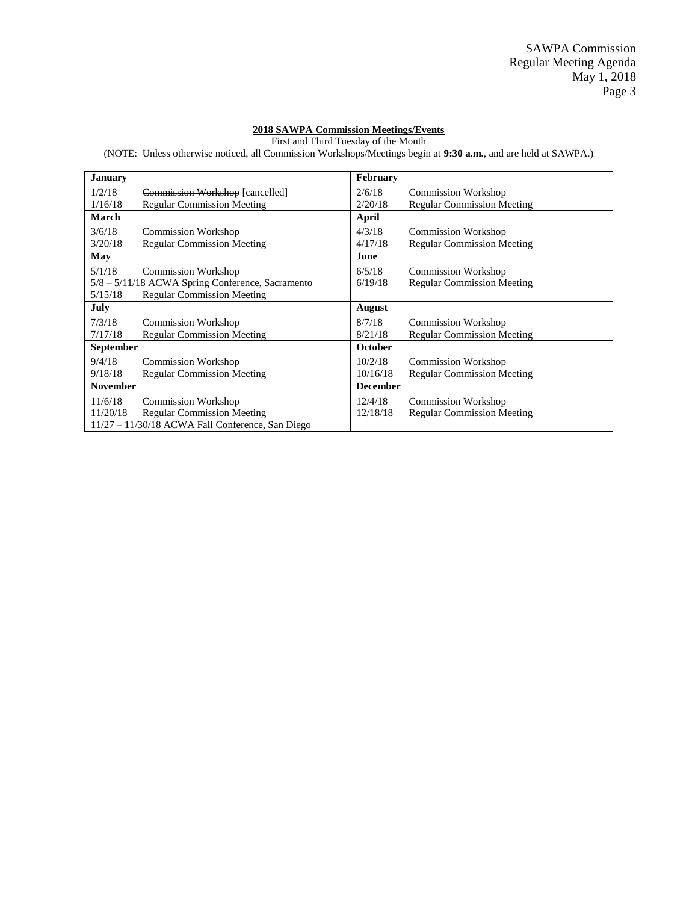**2018 SAWPA Commission Meetings/Events**

First and Third Tuesday of the Month

(NOTE: Unless otherwise noticed, all Commission Workshops/Meetings begin at **9:30 a.m.**, and are held at SAWPA.)

| | | | |
|---|---|---|---|
| **January** | | **February** | |
| 1/2/18 | ~~Commission Workshop~~ [cancelled] | 2/6/18 | Commission Workshop |
| 1/16/18 | Regular Commission Meeting | 2/20/18 | Regular Commission Meeting |
| **March** | | **April** | |
| 3/6/18 | Commission Workshop | 4/3/18 | Commission Workshop |
| 3/20/18 | Regular Commission Meeting | 4/17/18 | Regular Commission Meeting |
| **May** | | **June** | |
| 5/1/18 | Commission Workshop | 6/5/18 | Commission Workshop |
| 5/8 – 5/11/18 | ACWA Spring Conference, Sacramento | 6/19/18 | Regular Commission Meeting |
| 5/15/18 | Regular Commission Meeting | | |
| **July** | | **August** | |
| 7/3/18 | Commission Workshop | 8/7/18 | Commission Workshop |
| 7/17/18 | Regular Commission Meeting | 8/21/18 | Regular Commission Meeting |
| **September** | | **October** | |
| 9/4/18 | Commission Workshop | 10/2/18 | Commission Workshop |
| 9/18/18 | Regular Commission Meeting | 10/16/18 | Regular Commission Meeting |
| **November** | | **December** | |
| 11/6/18 | Commission Workshop | 12/4/18 | Commission Workshop |
| 11/20/18 | Regular Commission Meeting | 12/18/18 | Regular Commission Meeting |
| 11/27 – 11/30/18 | ACWA Fall Conference, San Diego | | |